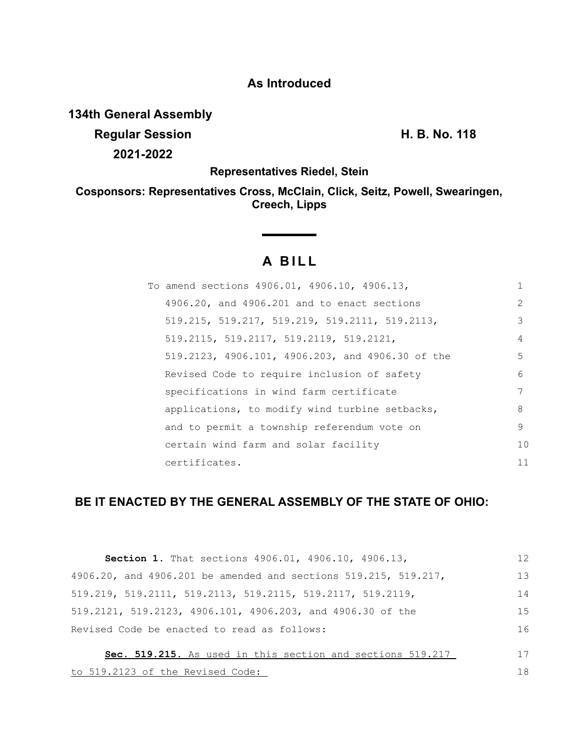**As Introduced**

**134th General Assembly**
**Regular Session** **H. B. No. 118**
**2021-2022**

**Representatives Riedel, Stein**

**Cosponsors: Representatives Cross, McClain, Click, Seitz, Powell, Swearingen, Creech, Lipps**

# A BILL

To amend sections 4906.01, 4906.10, 4906.13, 4906.20, and 4906.201 and to enact sections 519.215, 519.217, 519.219, 519.2111, 519.2113, 519.2115, 519.2117, 519.2119, 519.2121, 519.2123, 4906.101, 4906.203, and 4906.30 of the Revised Code to require inclusion of safety specifications in wind farm certificate applications, to modify wind turbine setbacks, and to permit a township referendum vote on certain wind farm and solar facility certificates.

**BE IT ENACTED BY THE GENERAL ASSEMBLY OF THE STATE OF OHIO:**

**Section 1.** That sections 4906.01, 4906.10, 4906.13, 4906.20, and 4906.201 be amended and sections 519.215, 519.217, 519.219, 519.2111, 519.2113, 519.2115, 519.2117, 519.2119, 519.2121, 519.2123, 4906.101, 4906.203, and 4906.30 of the Revised Code be enacted to read as follows:

**Sec. 519.215.** As used in this section and sections 519.217 to 519.2123 of the Revised Code: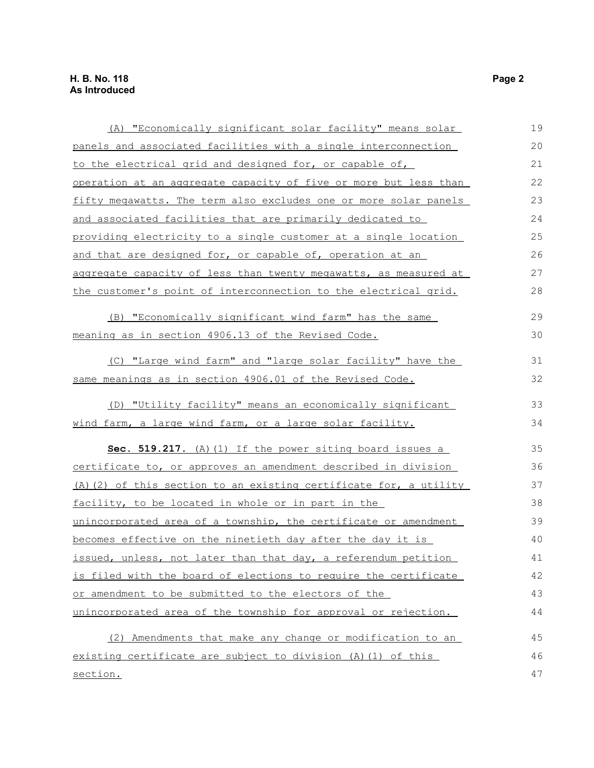(A) "Economically significant solar facility" means solar panels and associated facilities with a single interconnection to the electrical grid and designed for, or capable of, operation at an aggregate capacity of five or more but less than fifty megawatts. The term also excludes one or more solar panels and associated facilities that are primarily dedicated to providing electricity to a single customer at a single location and that are designed for, or capable of, operation at an aggregate capacity of less than twenty megawatts, as measured at the customer's point of interconnection to the electrical grid.

(B) "Economically significant wind farm" has the same meaning as in section 4906.13 of the Revised Code.

(C) "Large wind farm" and "large solar facility" have the same meanings as in section 4906.01 of the Revised Code.

(D) "Utility facility" means an economically significant wind farm, a large wind farm, or a large solar facility.

**Sec. 519.217.** (A)(1) If the power siting board issues a certificate to, or approves an amendment described in division (A)(2) of this section to an existing certificate for, a utility facility, to be located in whole or in part in the unincorporated area of a township, the certificate or amendment becomes effective on the ninetieth day after the day it is issued, unless, not later than that day, a referendum petition is filed with the board of elections to require the certificate or amendment to be submitted to the electors of the unincorporated area of the township for approval or rejection.

(2) Amendments that make any change or modification to an existing certificate are subject to division (A)(1) of this section.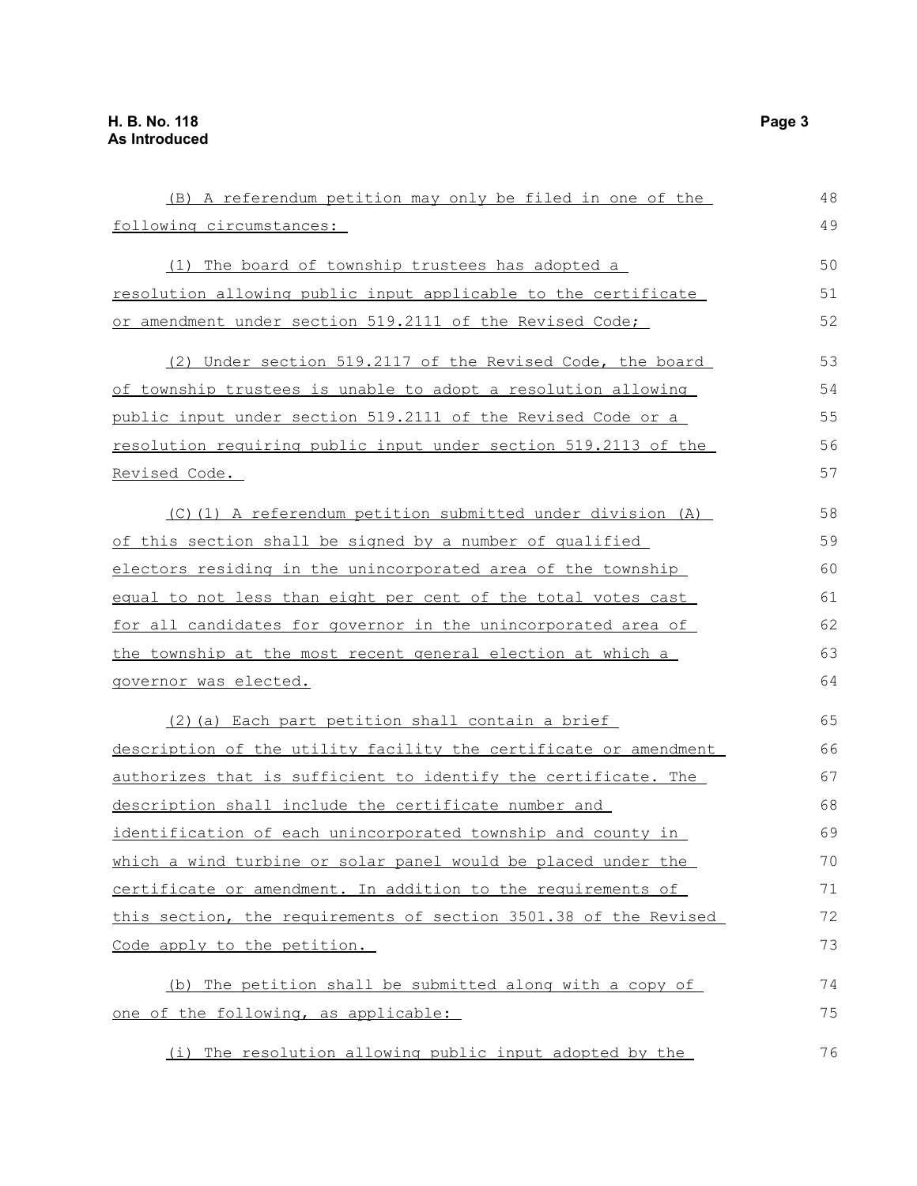(B) A referendum petition may only be filed in one of the following circumstances:

(1) The board of township trustees has adopted a resolution allowing public input applicable to the certificate or amendment under section 519.2111 of the Revised Code;

(2) Under section 519.2117 of the Revised Code, the board of township trustees is unable to adopt a resolution allowing public input under section 519.2111 of the Revised Code or a resolution requiring public input under section 519.2113 of the Revised Code.

(C)(1) A referendum petition submitted under division (A) of this section shall be signed by a number of qualified electors residing in the unincorporated area of the township equal to not less than eight per cent of the total votes cast for all candidates for governor in the unincorporated area of the township at the most recent general election at which a governor was elected.

(2)(a) Each part petition shall contain a brief description of the utility facility the certificate or amendment authorizes that is sufficient to identify the certificate. The description shall include the certificate number and identification of each unincorporated township and county in which a wind turbine or solar panel would be placed under the certificate or amendment. In addition to the requirements of this section, the requirements of section 3501.38 of the Revised Code apply to the petition.

(b) The petition shall be submitted along with a copy of one of the following, as applicable:

(i) The resolution allowing public input adopted by the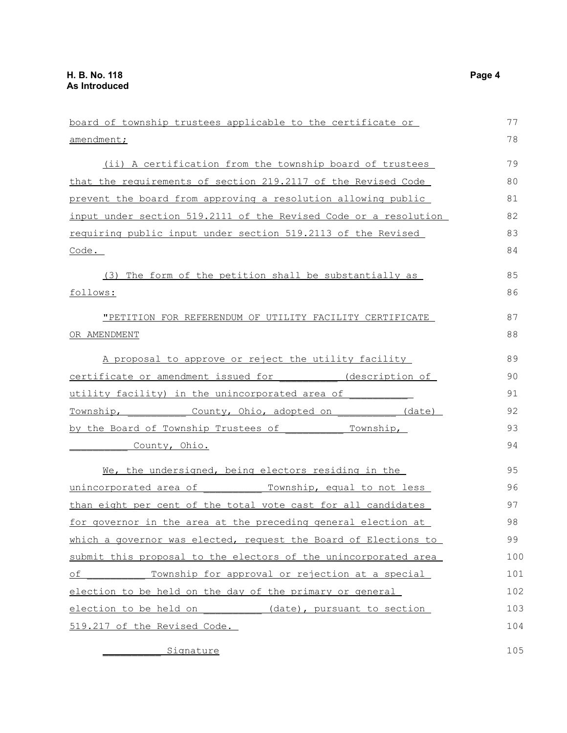board of township trustees applicable to the certificate or amendment;

(ii) A certification from the township board of trustees that the requirements of section 219.2117 of the Revised Code prevent the board from approving a resolution allowing public input under section 519.2111 of the Revised Code or a resolution requiring public input under section 519.2113 of the Revised Code.

(3) The form of the petition shall be substantially as follows:

"PETITION FOR REFERENDUM OF UTILITY FACILITY CERTIFICATE OR AMENDMENT

A proposal to approve or reject the utility facility certificate or amendment issued for __________ (description of utility facility) in the unincorporated area of __________ Township, __________ County, Ohio, adopted on __________ (date) by the Board of Township Trustees of __________ Township, __________ County, Ohio.

We, the undersigned, being electors residing in the unincorporated area of __________ Township, equal to not less than eight per cent of the total vote cast for all candidates for governor in the area at the preceding general election at which a governor was elected, request the Board of Elections to submit this proposal to the electors of the unincorporated area of __________ Township for approval or rejection at a special election to be held on the day of the primary or general election to be held on __________ (date), pursuant to section 519.217 of the Revised Code.

__________ Signature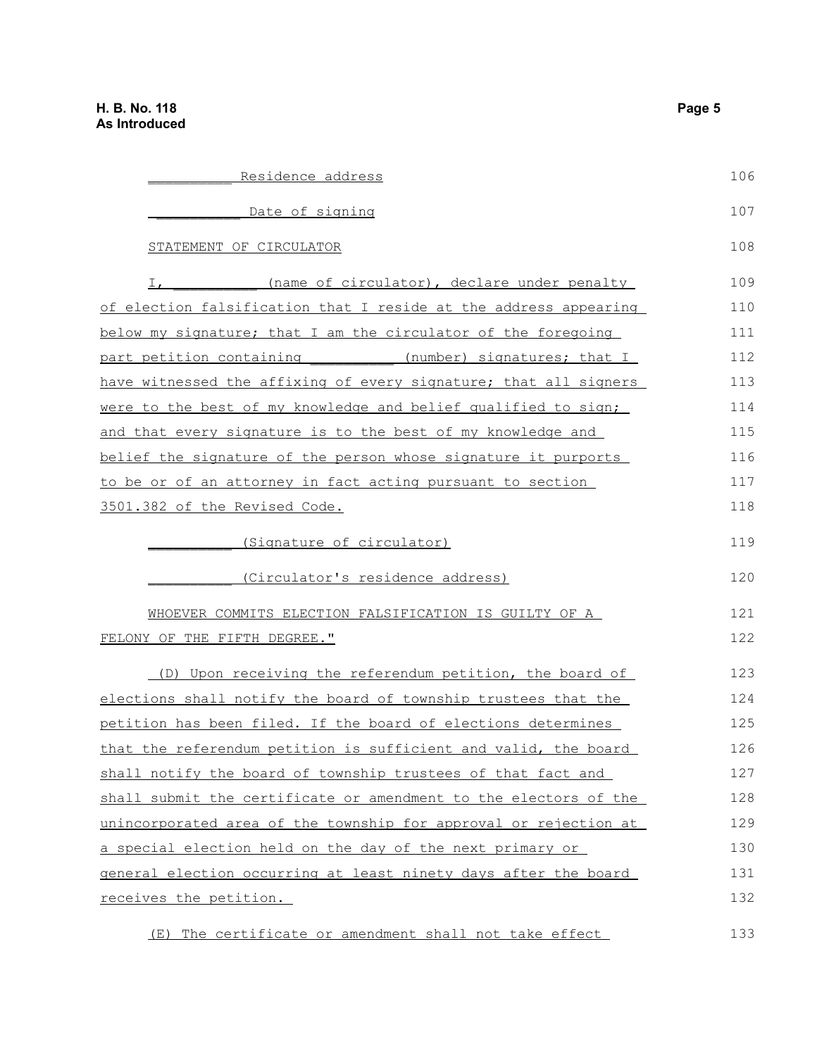__________ Residence address

__________ Date of signing

STATEMENT OF CIRCULATOR

I, __________ (name of circulator), declare under penalty of election falsification that I reside at the address appearing below my signature; that I am the circulator of the foregoing part petition containing __________ (number) signatures; that I have witnessed the affixing of every signature; that all signers were to the best of my knowledge and belief qualified to sign; and that every signature is to the best of my knowledge and belief the signature of the person whose signature it purports to be or of an attorney in fact acting pursuant to section 3501.382 of the Revised Code.

__________ (Signature of circulator)

__________ (Circulator's residence address)

WHOEVER COMMITS ELECTION FALSIFICATION IS GUILTY OF A FELONY OF THE FIFTH DEGREE."

(D) Upon receiving the referendum petition, the board of elections shall notify the board of township trustees that the petition has been filed. If the board of elections determines that the referendum petition is sufficient and valid, the board shall notify the board of township trustees of that fact and shall submit the certificate or amendment to the electors of the unincorporated area of the township for approval or rejection at a special election held on the day of the next primary or general election occurring at least ninety days after the board receives the petition.

(E) The certificate or amendment shall not take effect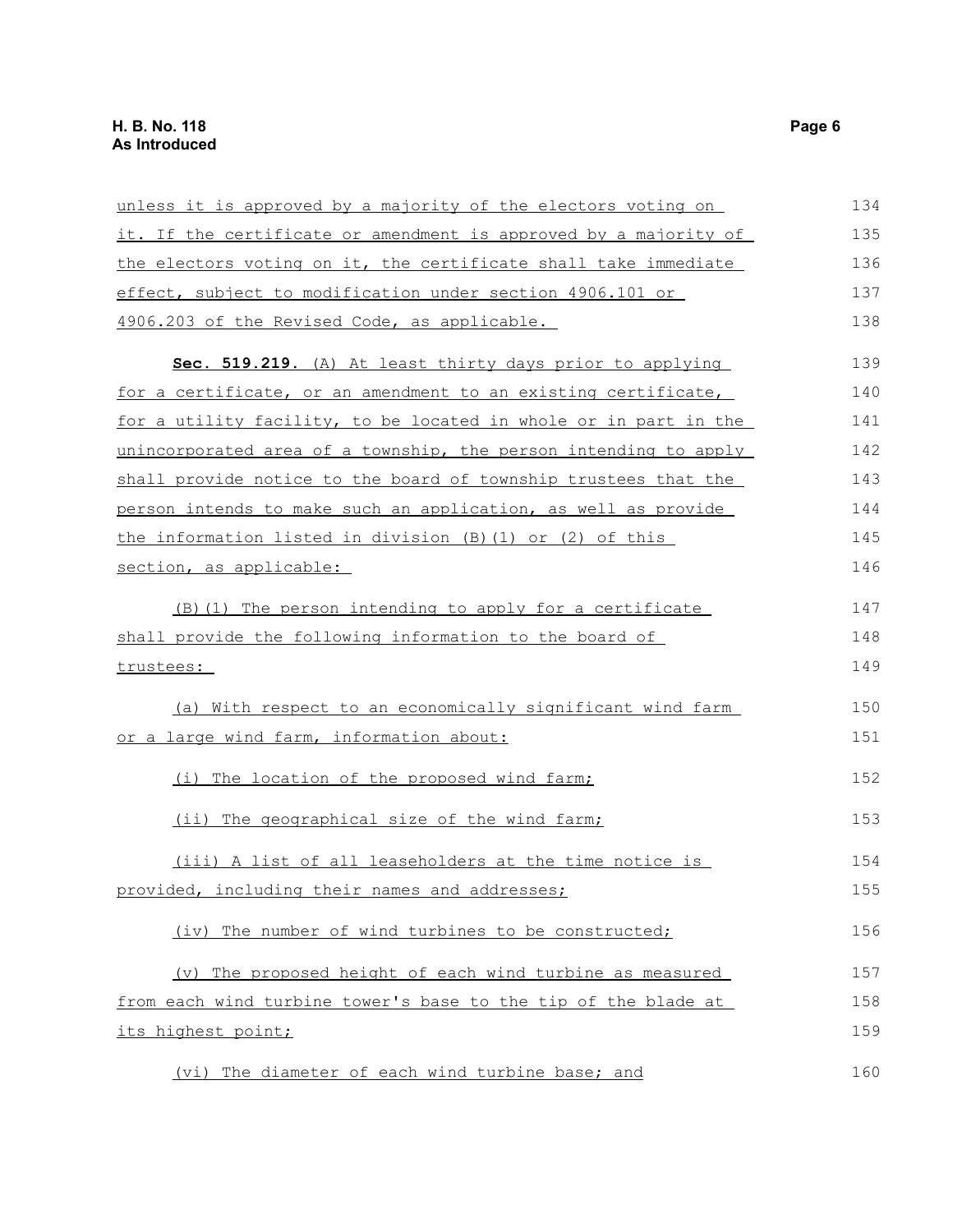unless it is approved by a majority of the electors voting on it. If the certificate or amendment is approved by a majority of the electors voting on it, the certificate shall take immediate effect, subject to modification under section 4906.101 or 4906.203 of the Revised Code, as applicable.

**Sec. 519.219.** (A) At least thirty days prior to applying for a certificate, or an amendment to an existing certificate, for a utility facility, to be located in whole or in part in the unincorporated area of a township, the person intending to apply shall provide notice to the board of township trustees that the person intends to make such an application, as well as provide the information listed in division (B)(1) or (2) of this section, as applicable:

(B)(1) The person intending to apply for a certificate shall provide the following information to the board of trustees:

(a) With respect to an economically significant wind farm or a large wind farm, information about:

(i) The location of the proposed wind farm;

(ii) The geographical size of the wind farm;

(iii) A list of all leaseholders at the time notice is provided, including their names and addresses;

(iv) The number of wind turbines to be constructed;

(v) The proposed height of each wind turbine as measured from each wind turbine tower's base to the tip of the blade at its highest point;

(vi) The diameter of each wind turbine base; and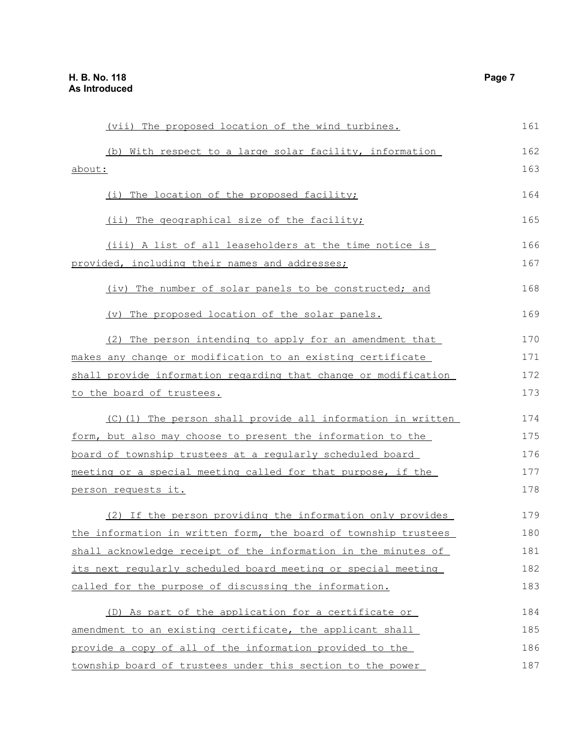(vii) The proposed location of the wind turbines.

(b) With respect to a large solar facility, information about:

(i) The location of the proposed facility;

(ii) The geographical size of the facility;

(iii) A list of all leaseholders at the time notice is provided, including their names and addresses;

(iv) The number of solar panels to be constructed; and

(v) The proposed location of the solar panels.

(2) The person intending to apply for an amendment that makes any change or modification to an existing certificate shall provide information regarding that change or modification to the board of trustees.

(C)(1) The person shall provide all information in written form, but also may choose to present the information to the board of township trustees at a regularly scheduled board meeting or a special meeting called for that purpose, if the person requests it.

(2) If the person providing the information only provides the information in written form, the board of township trustees shall acknowledge receipt of the information in the minutes of its next regularly scheduled board meeting or special meeting called for the purpose of discussing the information.

(D) As part of the application for a certificate or amendment to an existing certificate, the applicant shall provide a copy of all of the information provided to the township board of trustees under this section to the power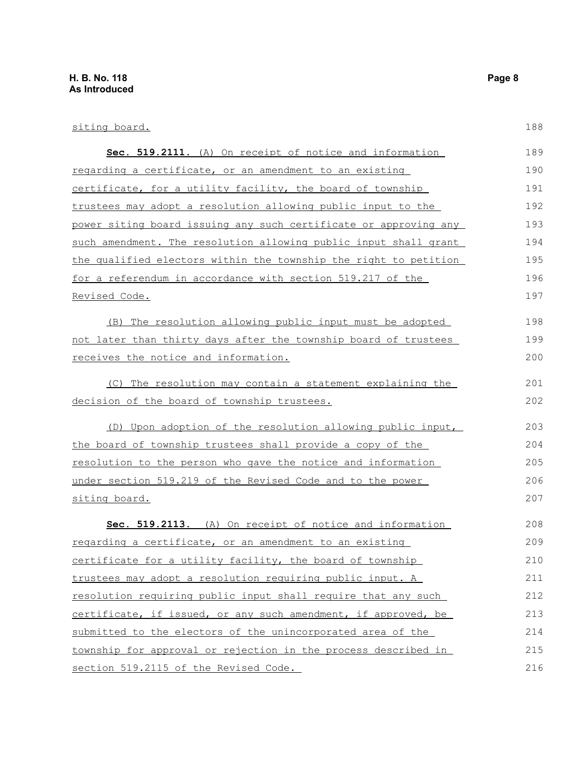siting board.

**Sec. 519.2111.** (A) On receipt of notice and information regarding a certificate, or an amendment to an existing certificate, for a utility facility, the board of township trustees may adopt a resolution allowing public input to the power siting board issuing any such certificate or approving any such amendment. The resolution allowing public input shall grant the qualified electors within the township the right to petition for a referendum in accordance with section 519.217 of the Revised Code.

(B) The resolution allowing public input must be adopted not later than thirty days after the township board of trustees receives the notice and information.

(C) The resolution may contain a statement explaining the decision of the board of township trustees.

(D) Upon adoption of the resolution allowing public input, the board of township trustees shall provide a copy of the resolution to the person who gave the notice and information under section 519.219 of the Revised Code and to the power siting board.

**Sec. 519.2113.** (A) On receipt of notice and information regarding a certificate, or an amendment to an existing certificate for a utility facility, the board of township trustees may adopt a resolution requiring public input. A resolution requiring public input shall require that any such certificate, if issued, or any such amendment, if approved, be submitted to the electors of the unincorporated area of the township for approval or rejection in the process described in section 519.2115 of the Revised Code.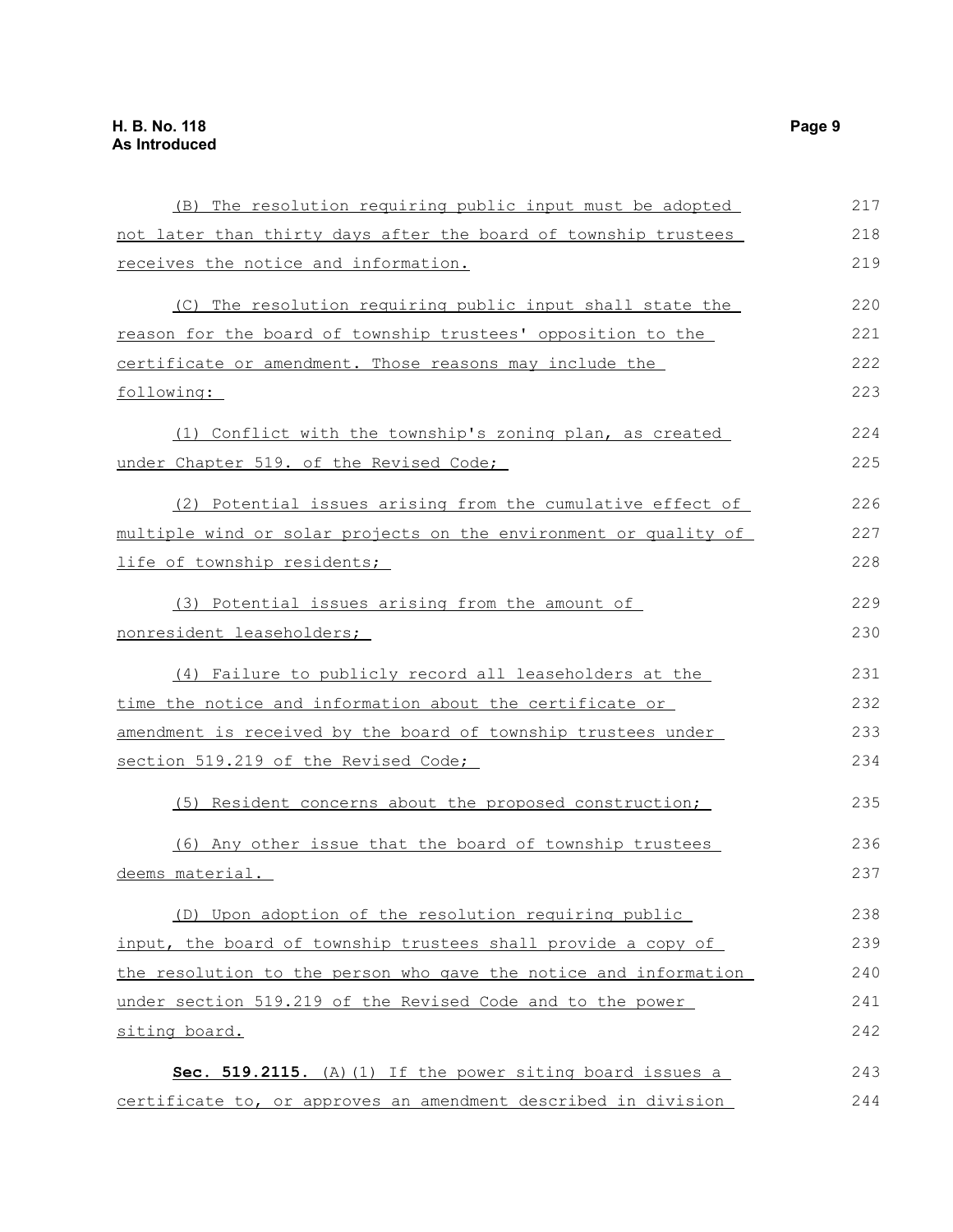(B) The resolution requiring public input must be adopted not later than thirty days after the board of township trustees receives the notice and information.

(C) The resolution requiring public input shall state the reason for the board of township trustees' opposition to the certificate or amendment. Those reasons may include the following:

(1) Conflict with the township's zoning plan, as created under Chapter 519. of the Revised Code;

(2) Potential issues arising from the cumulative effect of multiple wind or solar projects on the environment or quality of life of township residents;

(3) Potential issues arising from the amount of nonresident leaseholders;

(4) Failure to publicly record all leaseholders at the time the notice and information about the certificate or amendment is received by the board of township trustees under section 519.219 of the Revised Code;

(5) Resident concerns about the proposed construction;

(6) Any other issue that the board of township trustees deems material.

(D) Upon adoption of the resolution requiring public input, the board of township trustees shall provide a copy of the resolution to the person who gave the notice and information under section 519.219 of the Revised Code and to the power siting board.

**Sec. 519.2115.** (A)(1) If the power siting board issues a certificate to, or approves an amendment described in division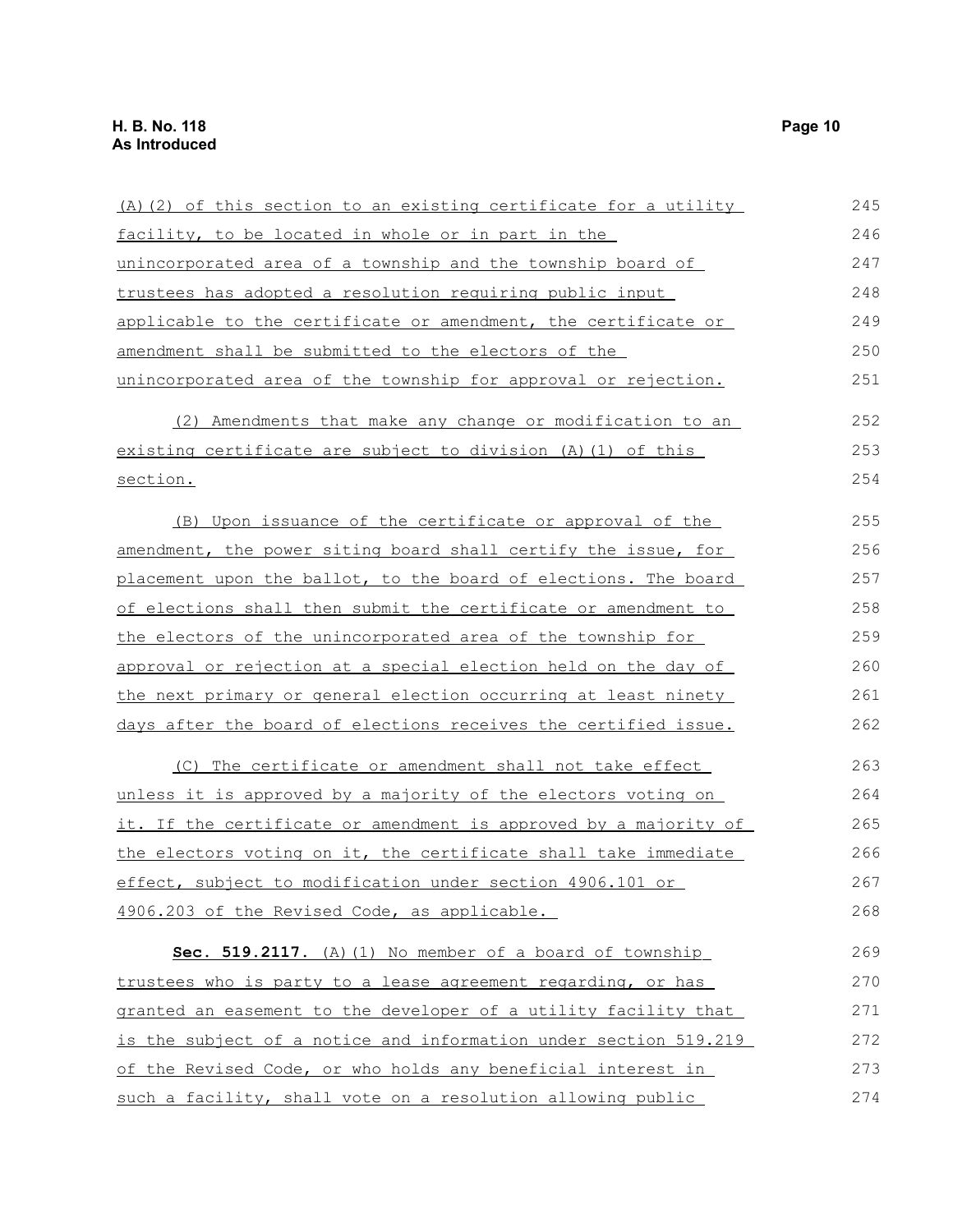(A)(2) of this section to an existing certificate for a utility facility, to be located in whole or in part in the unincorporated area of a township and the township board of trustees has adopted a resolution requiring public input applicable to the certificate or amendment, the certificate or amendment shall be submitted to the electors of the unincorporated area of the township for approval or rejection.

(2) Amendments that make any change or modification to an existing certificate are subject to division (A)(1) of this section.

(B) Upon issuance of the certificate or approval of the amendment, the power siting board shall certify the issue, for placement upon the ballot, to the board of elections. The board of elections shall then submit the certificate or amendment to the electors of the unincorporated area of the township for approval or rejection at a special election held on the day of the next primary or general election occurring at least ninety days after the board of elections receives the certified issue.

(C) The certificate or amendment shall not take effect unless it is approved by a majority of the electors voting on it. If the certificate or amendment is approved by a majority of the electors voting on it, the certificate shall take immediate effect, subject to modification under section 4906.101 or 4906.203 of the Revised Code, as applicable.

**Sec. 519.2117.** (A)(1) No member of a board of township trustees who is party to a lease agreement regarding, or has granted an easement to the developer of a utility facility that is the subject of a notice and information under section 519.219 of the Revised Code, or who holds any beneficial interest in such a facility, shall vote on a resolution allowing public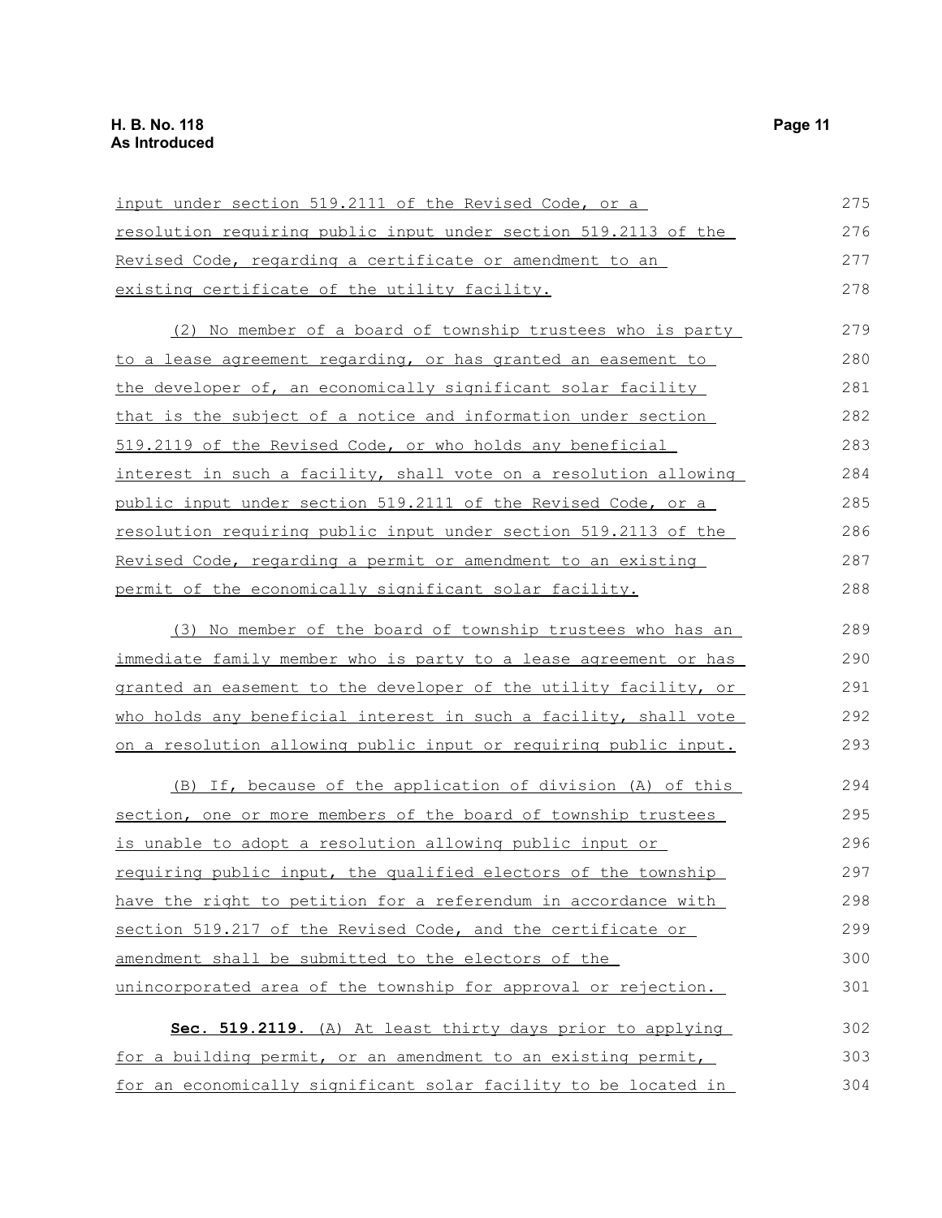input under section 519.2111 of the Revised Code, or a resolution requiring public input under section 519.2113 of the Revised Code, regarding a certificate or amendment to an existing certificate of the utility facility.

(2) No member of a board of township trustees who is party to a lease agreement regarding, or has granted an easement to the developer of, an economically significant solar facility that is the subject of a notice and information under section 519.2119 of the Revised Code, or who holds any beneficial interest in such a facility, shall vote on a resolution allowing public input under section 519.2111 of the Revised Code, or a resolution requiring public input under section 519.2113 of the Revised Code, regarding a permit or amendment to an existing permit of the economically significant solar facility.

(3) No member of the board of township trustees who has an immediate family member who is party to a lease agreement or has granted an easement to the developer of the utility facility, or who holds any beneficial interest in such a facility, shall vote on a resolution allowing public input or requiring public input.

(B) If, because of the application of division (A) of this section, one or more members of the board of township trustees is unable to adopt a resolution allowing public input or requiring public input, the qualified electors of the township have the right to petition for a referendum in accordance with section 519.217 of the Revised Code, and the certificate or amendment shall be submitted to the electors of the unincorporated area of the township for approval or rejection.

**Sec. 519.2119.** (A) At least thirty days prior to applying for a building permit, or an amendment to an existing permit, for an economically significant solar facility to be located in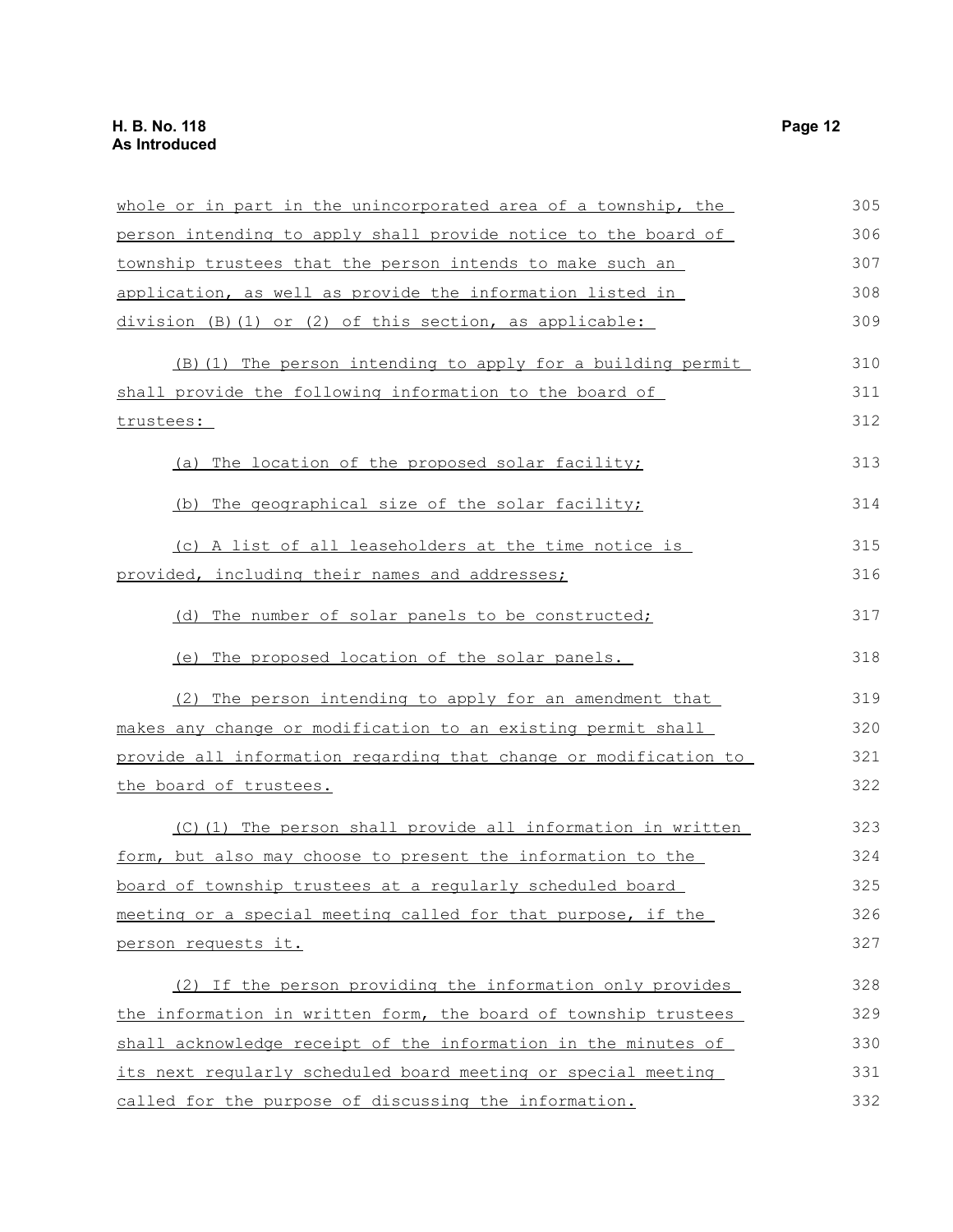whole or in part in the unincorporated area of a township, the person intending to apply shall provide notice to the board of township trustees that the person intends to make such an application, as well as provide the information listed in division (B)(1) or (2) of this section, as applicable:

(B)(1) The person intending to apply for a building permit shall provide the following information to the board of trustees:

(a) The location of the proposed solar facility;

(b) The geographical size of the solar facility;

(c) A list of all leaseholders at the time notice is provided, including their names and addresses;

(d) The number of solar panels to be constructed;

(e) The proposed location of the solar panels.

(2) The person intending to apply for an amendment that makes any change or modification to an existing permit shall provide all information regarding that change or modification to the board of trustees.

(C)(1) The person shall provide all information in written form, but also may choose to present the information to the board of township trustees at a regularly scheduled board meeting or a special meeting called for that purpose, if the person requests it.

(2) If the person providing the information only provides the information in written form, the board of township trustees shall acknowledge receipt of the information in the minutes of its next regularly scheduled board meeting or special meeting called for the purpose of discussing the information.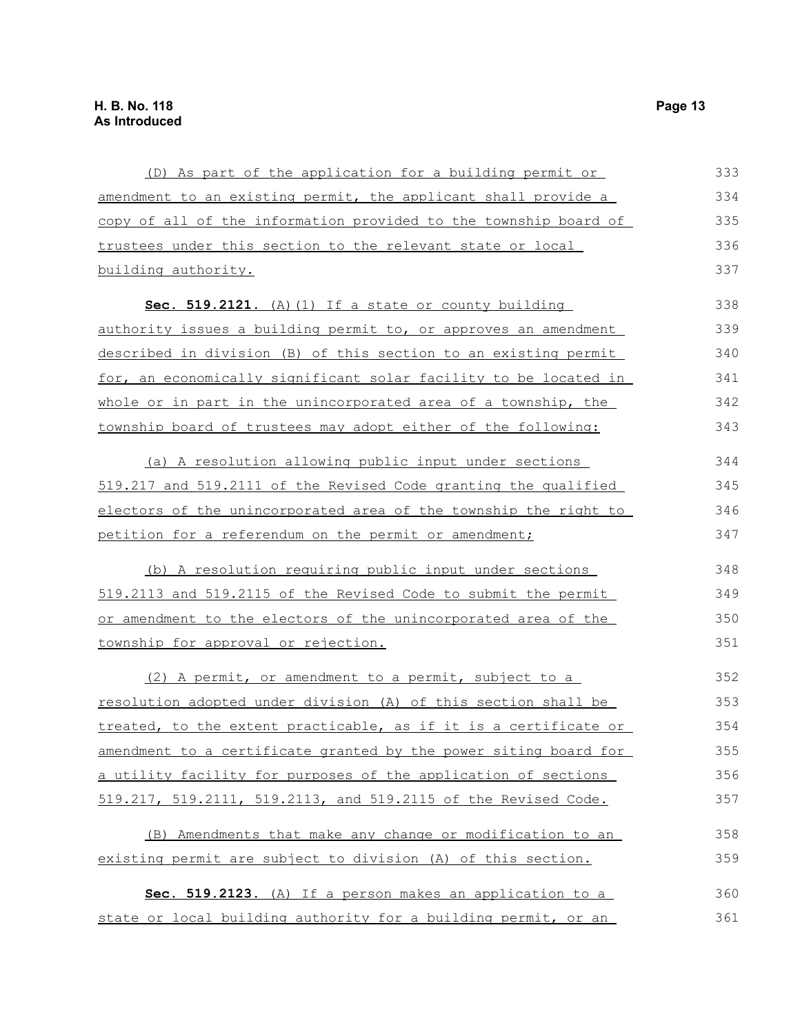(D) As part of the application for a building permit or amendment to an existing permit, the applicant shall provide a copy of all of the information provided to the township board of trustees under this section to the relevant state or local building authority.

**Sec. 519.2121.** (A)(1) If a state or county building authority issues a building permit to, or approves an amendment described in division (B) of this section to an existing permit for, an economically significant solar facility to be located in whole or in part in the unincorporated area of a township, the township board of trustees may adopt either of the following:

(a) A resolution allowing public input under sections 519.217 and 519.2111 of the Revised Code granting the qualified electors of the unincorporated area of the township the right to petition for a referendum on the permit or amendment;

(b) A resolution requiring public input under sections 519.2113 and 519.2115 of the Revised Code to submit the permit or amendment to the electors of the unincorporated area of the township for approval or rejection.

(2) A permit, or amendment to a permit, subject to a resolution adopted under division (A) of this section shall be treated, to the extent practicable, as if it is a certificate or amendment to a certificate granted by the power siting board for a utility facility for purposes of the application of sections 519.217, 519.2111, 519.2113, and 519.2115 of the Revised Code.

(B) Amendments that make any change or modification to an existing permit are subject to division (A) of this section.

**Sec. 519.2123.** (A) If a person makes an application to a state or local building authority for a building permit, or an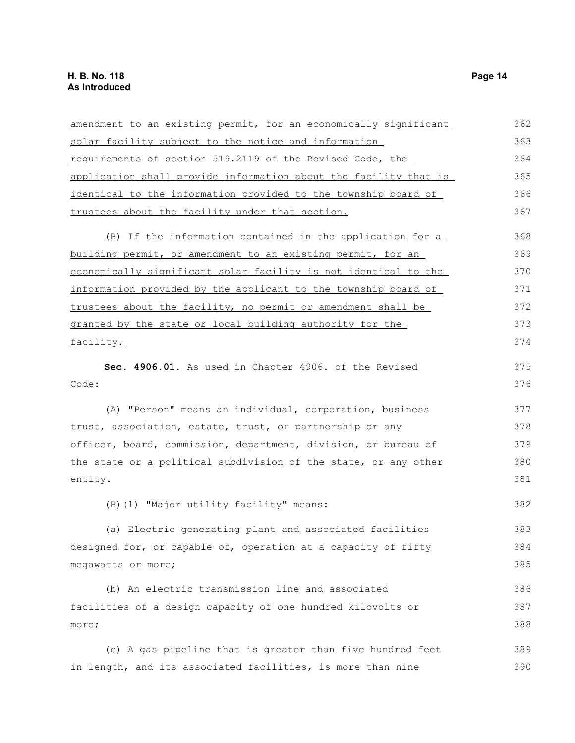amendment to an existing permit, for an economically significant solar facility subject to the notice and information requirements of section 519.2119 of the Revised Code, the application shall provide information about the facility that is identical to the information provided to the township board of trustees about the facility under that section.

(B) If the information contained in the application for a building permit, or amendment to an existing permit, for an economically significant solar facility is not identical to the information provided by the applicant to the township board of trustees about the facility, no permit or amendment shall be granted by the state or local building authority for the facility.

**Sec. 4906.01.** As used in Chapter 4906. of the Revised Code:

(A) "Person" means an individual, corporation, business trust, association, estate, trust, or partnership or any officer, board, commission, department, division, or bureau of the state or a political subdivision of the state, or any other entity.

(B)(1) "Major utility facility" means:

(a) Electric generating plant and associated facilities designed for, or capable of, operation at a capacity of fifty megawatts or more;

(b) An electric transmission line and associated facilities of a design capacity of one hundred kilovolts or more;

(c) A gas pipeline that is greater than five hundred feet in length, and its associated facilities, is more than nine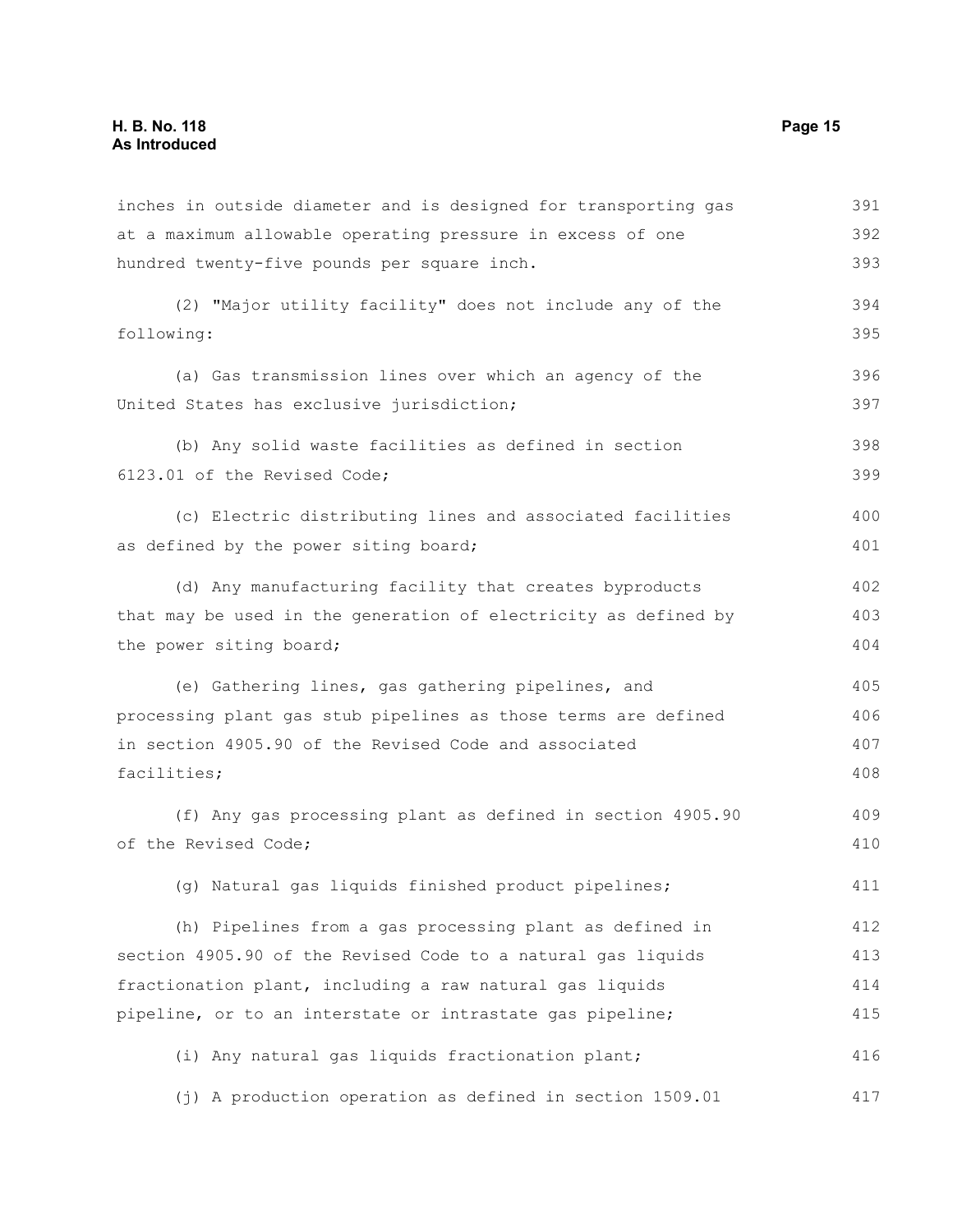inches in outside diameter and is designed for transporting gas at a maximum allowable operating pressure in excess of one hundred twenty-five pounds per square inch.

(2) "Major utility facility" does not include any of the following:

(a) Gas transmission lines over which an agency of the United States has exclusive jurisdiction;

(b) Any solid waste facilities as defined in section 6123.01 of the Revised Code;

(c) Electric distributing lines and associated facilities as defined by the power siting board;

(d) Any manufacturing facility that creates byproducts that may be used in the generation of electricity as defined by the power siting board;

(e) Gathering lines, gas gathering pipelines, and processing plant gas stub pipelines as those terms are defined in section 4905.90 of the Revised Code and associated facilities;

(f) Any gas processing plant as defined in section 4905.90 of the Revised Code;

(g) Natural gas liquids finished product pipelines;

(h) Pipelines from a gas processing plant as defined in section 4905.90 of the Revised Code to a natural gas liquids fractionation plant, including a raw natural gas liquids pipeline, or to an interstate or intrastate gas pipeline;

(i) Any natural gas liquids fractionation plant;

(j) A production operation as defined in section 1509.01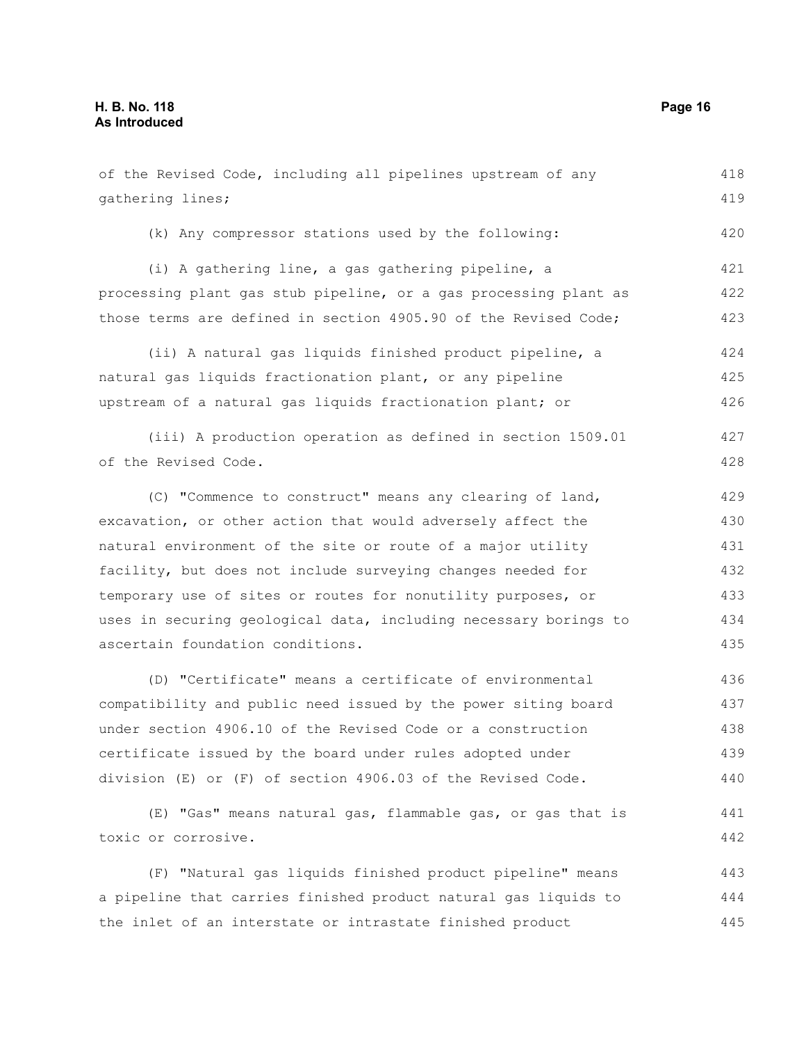of the Revised Code, including all pipelines upstream of any gathering lines;

(k) Any compressor stations used by the following:

(i) A gathering line, a gas gathering pipeline, a processing plant gas stub pipeline, or a gas processing plant as those terms are defined in section 4905.90 of the Revised Code;

(ii) A natural gas liquids finished product pipeline, a natural gas liquids fractionation plant, or any pipeline upstream of a natural gas liquids fractionation plant; or

(iii) A production operation as defined in section 1509.01 of the Revised Code.

(C) "Commence to construct" means any clearing of land, excavation, or other action that would adversely affect the natural environment of the site or route of a major utility facility, but does not include surveying changes needed for temporary use of sites or routes for nonutility purposes, or uses in securing geological data, including necessary borings to ascertain foundation conditions.

(D) "Certificate" means a certificate of environmental compatibility and public need issued by the power siting board under section 4906.10 of the Revised Code or a construction certificate issued by the board under rules adopted under division (E) or (F) of section 4906.03 of the Revised Code.

(E) "Gas" means natural gas, flammable gas, or gas that is toxic or corrosive.

(F) "Natural gas liquids finished product pipeline" means a pipeline that carries finished product natural gas liquids to the inlet of an interstate or intrastate finished product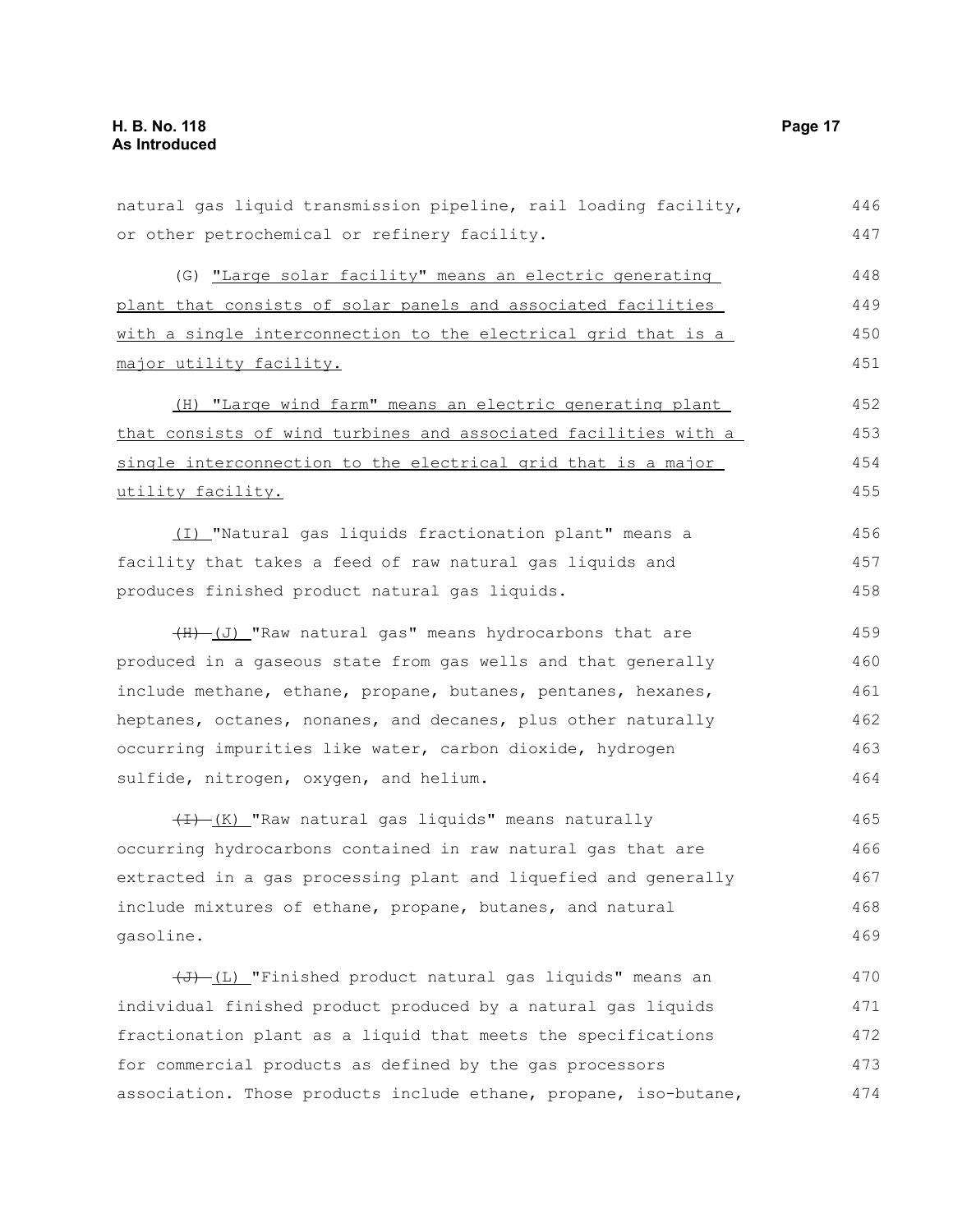natural gas liquid transmission pipeline, rail loading facility, or other petrochemical or refinery facility.

(G) <u>"Large solar facility" means an electric generating plant that consists of solar panels and associated facilities with a single interconnection to the electrical grid that is a major utility facility.</u>

<u>(H) "Large wind farm" means an electric generating plant that consists of wind turbines and associated facilities with a single interconnection to the electrical grid that is a major utility facility.</u>

<u>(I)</u> "Natural gas liquids fractionation plant" means a facility that takes a feed of raw natural gas liquids and produces finished product natural gas liquids.

~~(H)~~ <u>(J)</u> "Raw natural gas" means hydrocarbons that are produced in a gaseous state from gas wells and that generally include methane, ethane, propane, butanes, pentanes, hexanes, heptanes, octanes, nonanes, and decanes, plus other naturally occurring impurities like water, carbon dioxide, hydrogen sulfide, nitrogen, oxygen, and helium.

~~(I)~~ <u>(K)</u> "Raw natural gas liquids" means naturally occurring hydrocarbons contained in raw natural gas that are extracted in a gas processing plant and liquefied and generally include mixtures of ethane, propane, butanes, and natural gasoline.

~~(J)~~ <u>(L)</u> "Finished product natural gas liquids" means an individual finished product produced by a natural gas liquids fractionation plant as a liquid that meets the specifications for commercial products as defined by the gas processors association. Those products include ethane, propane, iso-butane,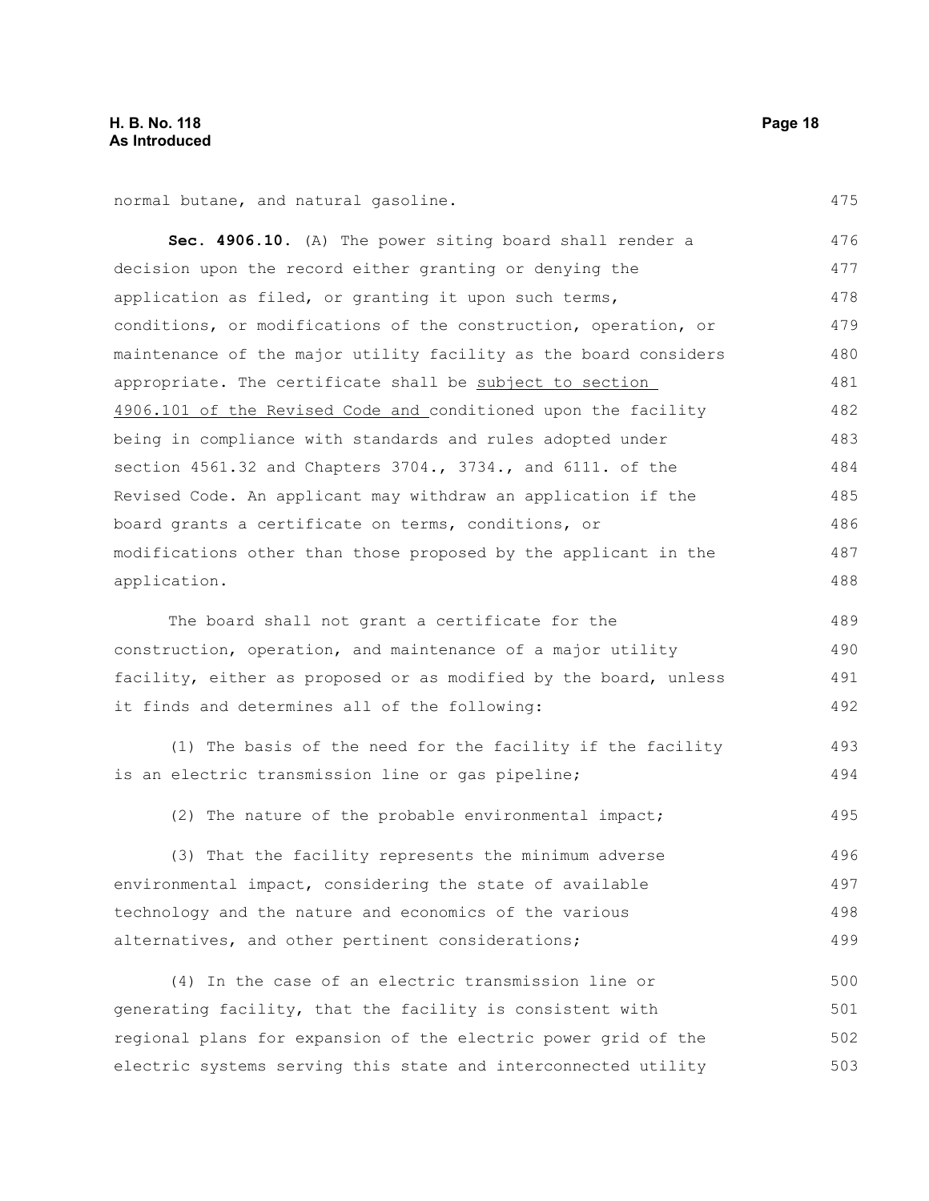normal butane, and natural gasoline.

**Sec. 4906.10.** (A) The power siting board shall render a decision upon the record either granting or denying the application as filed, or granting it upon such terms, conditions, or modifications of the construction, operation, or maintenance of the major utility facility as the board considers appropriate. The certificate shall be <u>subject to section 4906.101 of the Revised Code and</u> conditioned upon the facility being in compliance with standards and rules adopted under section 4561.32 and Chapters 3704., 3734., and 6111. of the Revised Code. An applicant may withdraw an application if the board grants a certificate on terms, conditions, or modifications other than those proposed by the applicant in the application.

The board shall not grant a certificate for the construction, operation, and maintenance of a major utility facility, either as proposed or as modified by the board, unless it finds and determines all of the following:

(1) The basis of the need for the facility if the facility is an electric transmission line or gas pipeline;

(2) The nature of the probable environmental impact;

(3) That the facility represents the minimum adverse environmental impact, considering the state of available technology and the nature and economics of the various alternatives, and other pertinent considerations;

(4) In the case of an electric transmission line or generating facility, that the facility is consistent with regional plans for expansion of the electric power grid of the electric systems serving this state and interconnected utility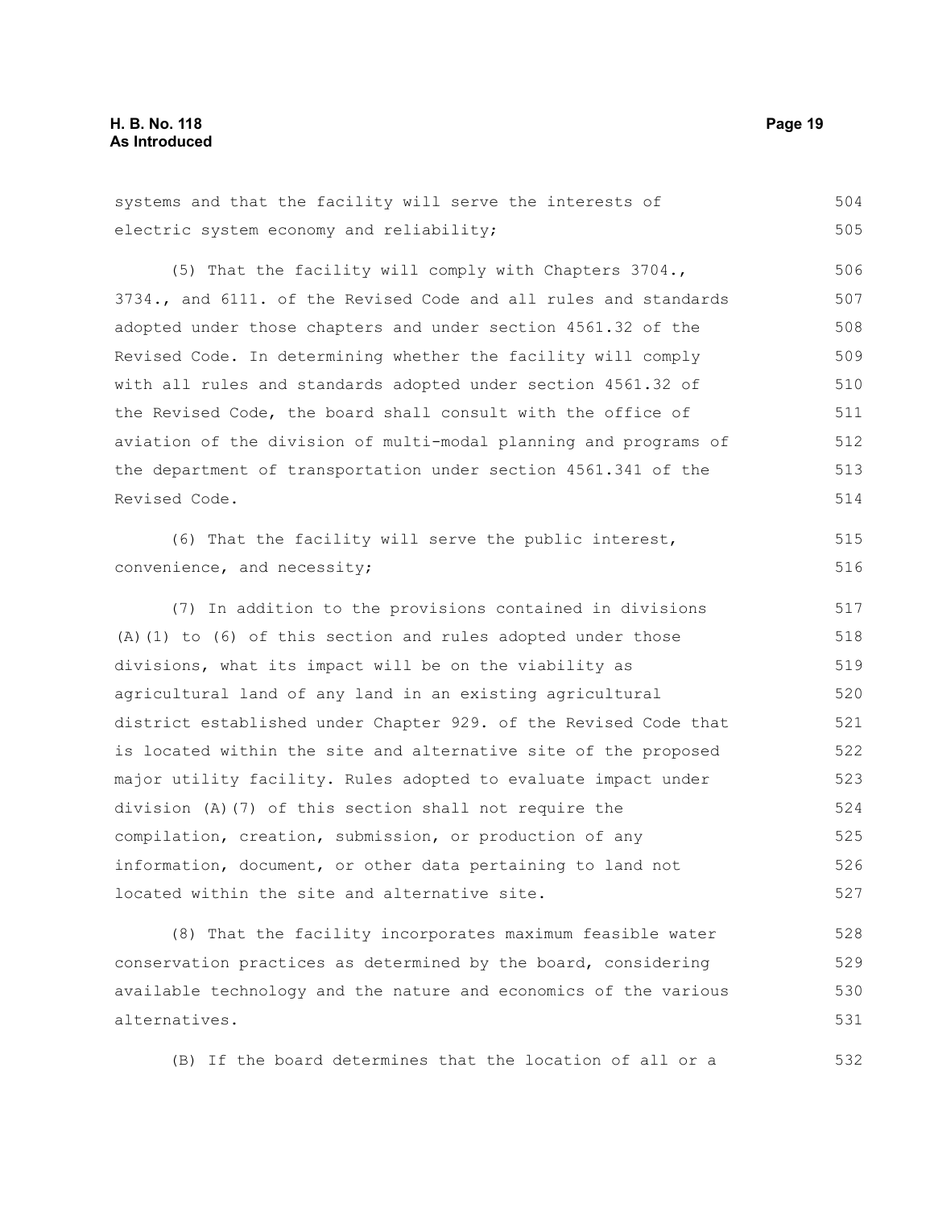systems and that the facility will serve the interests of electric system economy and reliability;

(5) That the facility will comply with Chapters 3704., 3734., and 6111. of the Revised Code and all rules and standards adopted under those chapters and under section 4561.32 of the Revised Code. In determining whether the facility will comply with all rules and standards adopted under section 4561.32 of the Revised Code, the board shall consult with the office of aviation of the division of multi-modal planning and programs of the department of transportation under section 4561.341 of the Revised Code.

(6) That the facility will serve the public interest, convenience, and necessity;

(7) In addition to the provisions contained in divisions (A)(1) to (6) of this section and rules adopted under those divisions, what its impact will be on the viability as agricultural land of any land in an existing agricultural district established under Chapter 929. of the Revised Code that is located within the site and alternative site of the proposed major utility facility. Rules adopted to evaluate impact under division (A)(7) of this section shall not require the compilation, creation, submission, or production of any information, document, or other data pertaining to land not located within the site and alternative site.

(8) That the facility incorporates maximum feasible water conservation practices as determined by the board, considering available technology and the nature and economics of the various alternatives.

(B) If the board determines that the location of all or a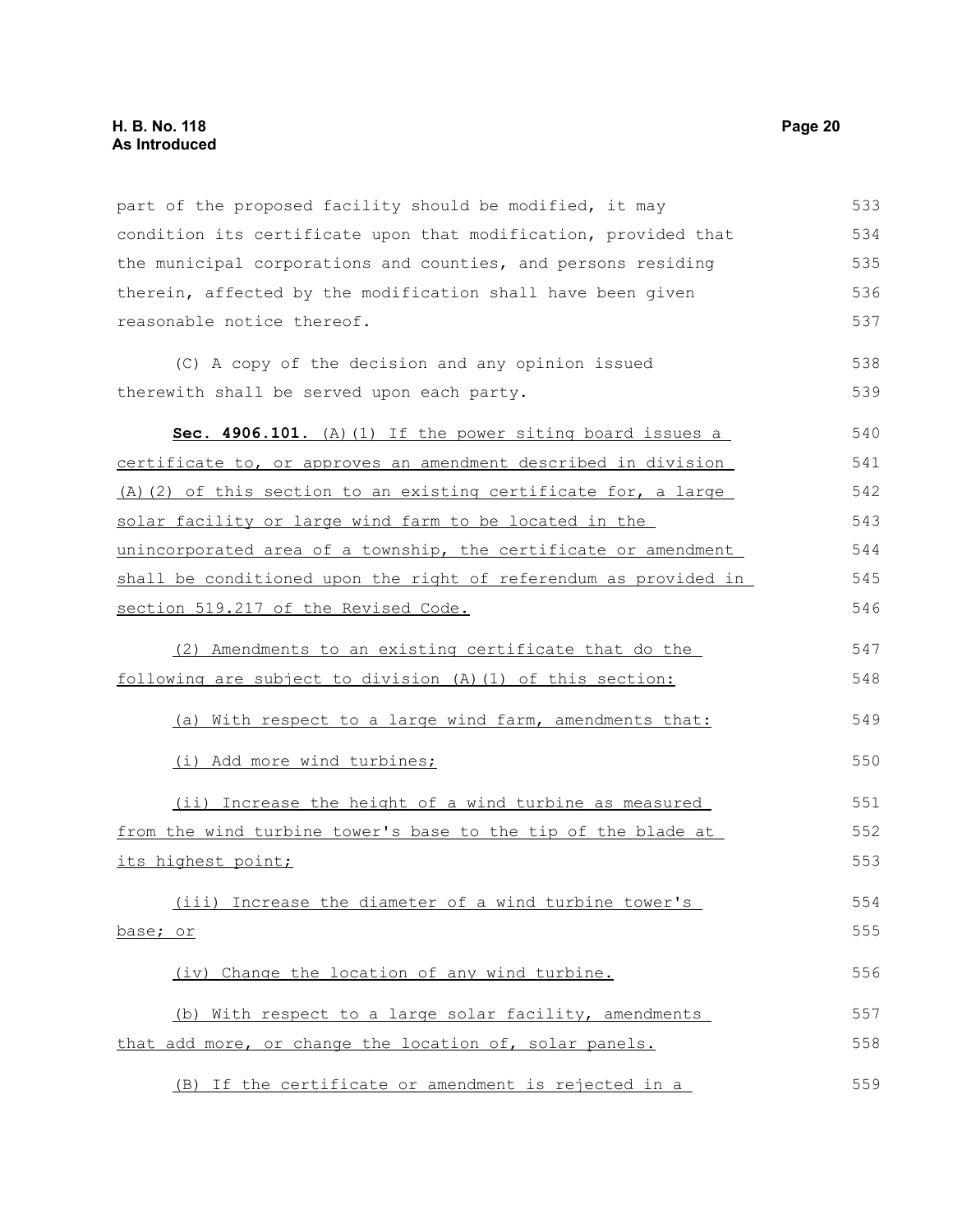part of the proposed facility should be modified, it may condition its certificate upon that modification, provided that the municipal corporations and counties, and persons residing therein, affected by the modification shall have been given reasonable notice thereof.

(C) A copy of the decision and any opinion issued therewith shall be served upon each party.

**Sec. 4906.101.** (A)(1) If the power siting board issues a certificate to, or approves an amendment described in division (A)(2) of this section to an existing certificate for, a large solar facility or large wind farm to be located in the unincorporated area of a township, the certificate or amendment shall be conditioned upon the right of referendum as provided in section 519.217 of the Revised Code.

(2) Amendments to an existing certificate that do the following are subject to division (A)(1) of this section:

(a) With respect to a large wind farm, amendments that:

(i) Add more wind turbines;

(ii) Increase the height of a wind turbine as measured from the wind turbine tower's base to the tip of the blade at its highest point;

(iii) Increase the diameter of a wind turbine tower's base; or

(iv) Change the location of any wind turbine.

(b) With respect to a large solar facility, amendments that add more, or change the location of, solar panels.

(B) If the certificate or amendment is rejected in a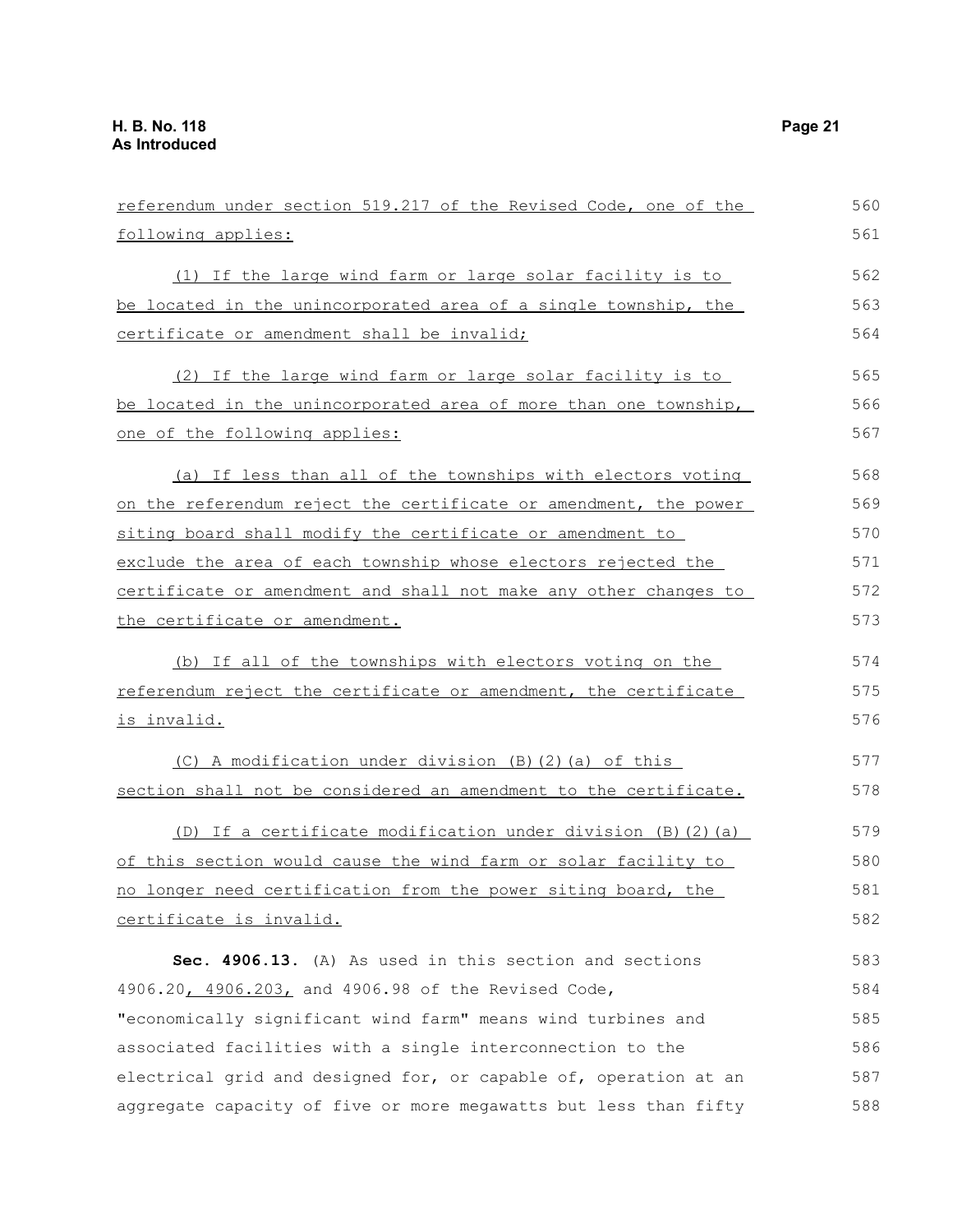referendum under section 519.217 of the Revised Code, one of the following applies:

(1) If the large wind farm or large solar facility is to be located in the unincorporated area of a single township, the certificate or amendment shall be invalid;

(2) If the large wind farm or large solar facility is to be located in the unincorporated area of more than one township, one of the following applies:

(a) If less than all of the townships with electors voting on the referendum reject the certificate or amendment, the power siting board shall modify the certificate or amendment to exclude the area of each township whose electors rejected the certificate or amendment and shall not make any other changes to the certificate or amendment.

(b) If all of the townships with electors voting on the referendum reject the certificate or amendment, the certificate is invalid.

(C) A modification under division (B)(2)(a) of this section shall not be considered an amendment to the certificate.

(D) If a certificate modification under division (B)(2)(a) of this section would cause the wind farm or solar facility to no longer need certification from the power siting board, the certificate is invalid.

**Sec. 4906.13.** (A) As used in this section and sections 4906.20, 4906.203, and 4906.98 of the Revised Code, "economically significant wind farm" means wind turbines and associated facilities with a single interconnection to the electrical grid and designed for, or capable of, operation at an aggregate capacity of five or more megawatts but less than fifty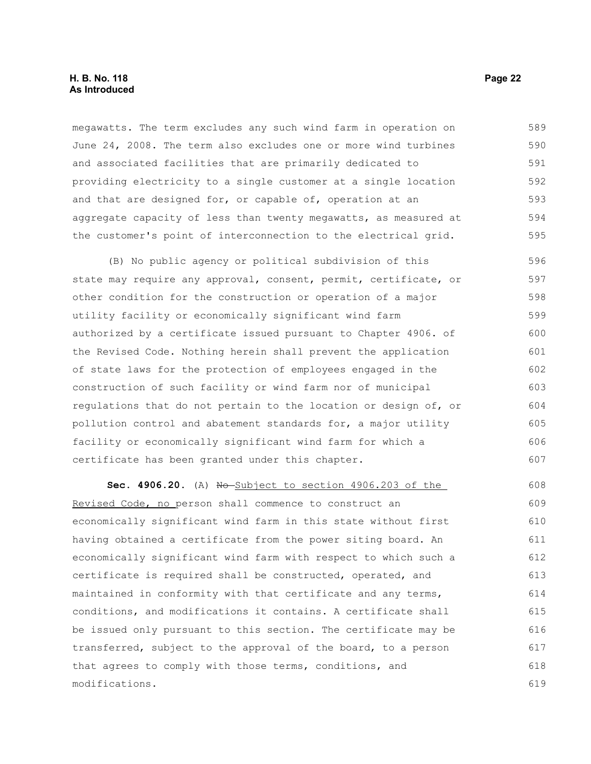megawatts. The term excludes any such wind farm in operation on June 24, 2008. The term also excludes one or more wind turbines and associated facilities that are primarily dedicated to providing electricity to a single customer at a single location and that are designed for, or capable of, operation at an aggregate capacity of less than twenty megawatts, as measured at the customer's point of interconnection to the electrical grid.

(B) No public agency or political subdivision of this state may require any approval, consent, permit, certificate, or other condition for the construction or operation of a major utility facility or economically significant wind farm authorized by a certificate issued pursuant to Chapter 4906. of the Revised Code. Nothing herein shall prevent the application of state laws for the protection of employees engaged in the construction of such facility or wind farm nor of municipal regulations that do not pertain to the location or design of, or pollution control and abatement standards for, a major utility facility or economically significant wind farm for which a certificate has been granted under this chapter.

**Sec. 4906.20.** (A) ~~No~~ Subject to section 4906.203 of the Revised Code, no person shall commence to construct an economically significant wind farm in this state without first having obtained a certificate from the power siting board. An economically significant wind farm with respect to which such a certificate is required shall be constructed, operated, and maintained in conformity with that certificate and any terms, conditions, and modifications it contains. A certificate shall be issued only pursuant to this section. The certificate may be transferred, subject to the approval of the board, to a person that agrees to comply with those terms, conditions, and modifications.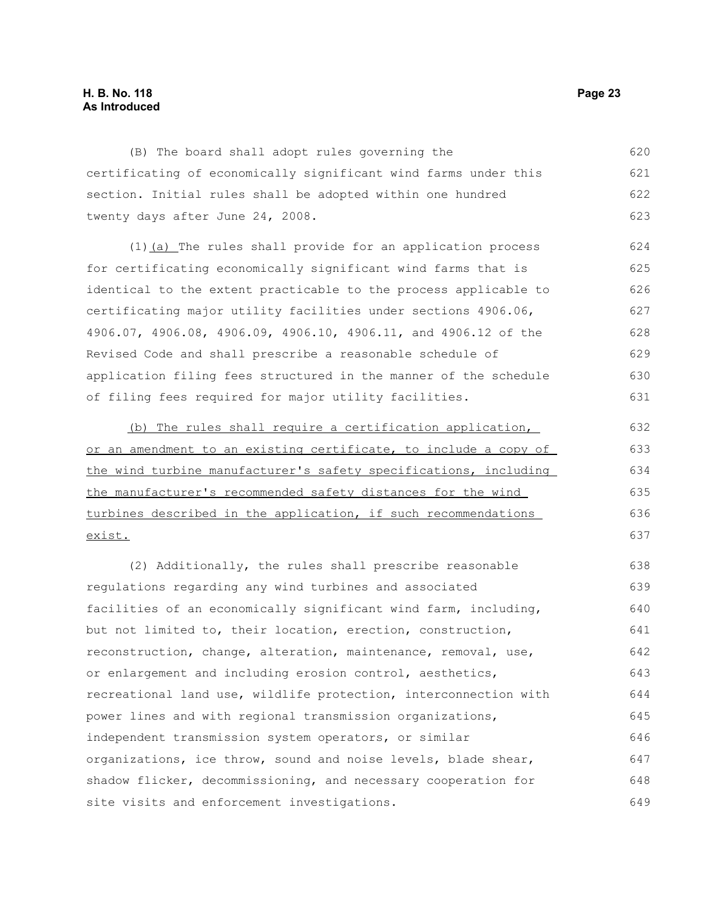(B) The board shall adopt rules governing the certificating of economically significant wind farms under this section. Initial rules shall be adopted within one hundred twenty days after June 24, 2008.

(1) <u>(a)</u> The rules shall provide for an application process for certificating economically significant wind farms that is identical to the extent practicable to the process applicable to certificating major utility facilities under sections 4906.06, 4906.07, 4906.08, 4906.09, 4906.10, 4906.11, and 4906.12 of the Revised Code and shall prescribe a reasonable schedule of application filing fees structured in the manner of the schedule of filing fees required for major utility facilities.

<u>(b) The rules shall require a certification application, or an amendment to an existing certificate, to include a copy of the wind turbine manufacturer's safety specifications, including the manufacturer's recommended safety distances for the wind turbines described in the application, if such recommendations exist.</u>

(2) Additionally, the rules shall prescribe reasonable regulations regarding any wind turbines and associated facilities of an economically significant wind farm, including, but not limited to, their location, erection, construction, reconstruction, change, alteration, maintenance, removal, use, or enlargement and including erosion control, aesthetics, recreational land use, wildlife protection, interconnection with power lines and with regional transmission organizations, independent transmission system operators, or similar organizations, ice throw, sound and noise levels, blade shear, shadow flicker, decommissioning, and necessary cooperation for site visits and enforcement investigations.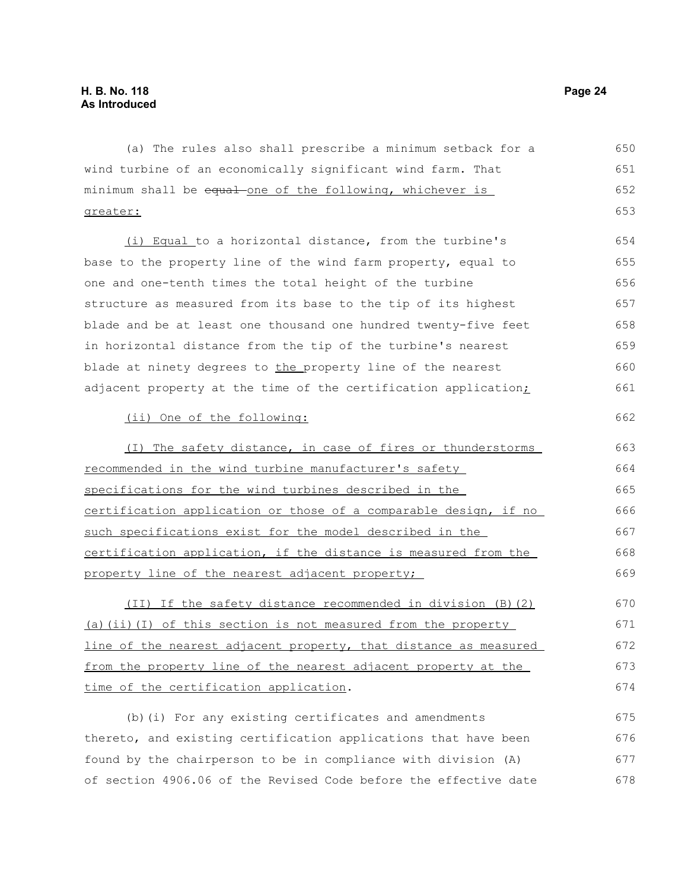(a) The rules also shall prescribe a minimum setback for a wind turbine of an economically significant wind farm. That minimum shall be ~~equal~~ one of the following, whichever is greater:

(i) Equal to a horizontal distance, from the turbine's base to the property line of the wind farm property, equal to one and one-tenth times the total height of the turbine structure as measured from its base to the tip of its highest blade and be at least one thousand one hundred twenty-five feet in horizontal distance from the tip of the turbine's nearest blade at ninety degrees to the property line of the nearest adjacent property at the time of the certification application;

(ii) One of the following:

(I) The safety distance, in case of fires or thunderstorms recommended in the wind turbine manufacturer's safety specifications for the wind turbines described in the certification application or those of a comparable design, if no such specifications exist for the model described in the certification application, if the distance is measured from the property line of the nearest adjacent property;

(II) If the safety distance recommended in division (B)(2)(a)(ii)(I) of this section is not measured from the property line of the nearest adjacent property, that distance as measured from the property line of the nearest adjacent property at the time of the certification application.

(b)(i) For any existing certificates and amendments thereto, and existing certification applications that have been found by the chairperson to be in compliance with division (A) of section 4906.06 of the Revised Code before the effective date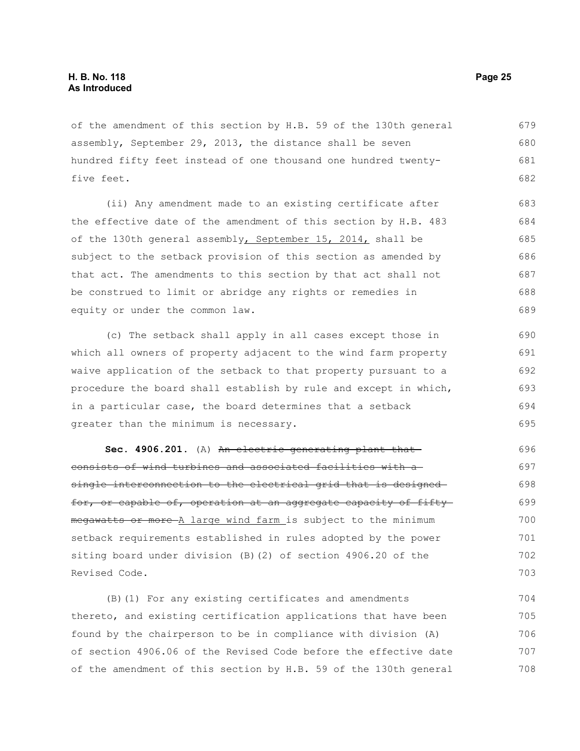of the amendment of this section by H.B. 59 of the 130th general assembly, September 29, 2013, the distance shall be seven hundred fifty feet instead of one thousand one hundred twenty-five feet.

(ii) Any amendment made to an existing certificate after the effective date of the amendment of this section by H.B. 483 of the 130th general assembly, September 15, 2014, shall be subject to the setback provision of this section as amended by that act. The amendments to this section by that act shall not be construed to limit or abridge any rights or remedies in equity or under the common law.

(c) The setback shall apply in all cases except those in which all owners of property adjacent to the wind farm property waive application of the setback to that property pursuant to a procedure the board shall establish by rule and except in which, in a particular case, the board determines that a setback greater than the minimum is necessary.

**Sec. 4906.201.** (A) ~~An electric generating plant that consists of wind turbines and associated facilities with a single interconnection to the electrical grid that is designed for, or capable of, operation at an aggregate capacity of fifty megawatts or more~~ A large wind farm is subject to the minimum setback requirements established in rules adopted by the power siting board under division (B)(2) of section 4906.20 of the Revised Code.

(B)(1) For any existing certificates and amendments thereto, and existing certification applications that have been found by the chairperson to be in compliance with division (A) of section 4906.06 of the Revised Code before the effective date of the amendment of this section by H.B. 59 of the 130th general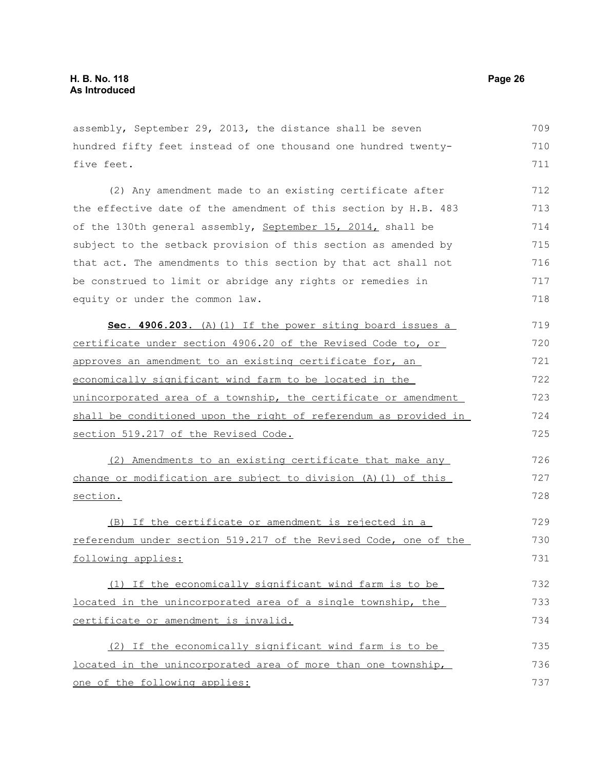assembly, September 29, 2013, the distance shall be seven hundred fifty feet instead of one thousand one hundred twenty-five feet.

(2) Any amendment made to an existing certificate after the effective date of the amendment of this section by H.B. 483 of the 130th general assembly, <u>September 15, 2014,</u> shall be subject to the setback provision of this section as amended by that act. The amendments to this section by that act shall not be construed to limit or abridge any rights or remedies in equity or under the common law.

<u>**Sec. 4906.203.** (A)(1) If the power siting board issues a certificate under section 4906.20 of the Revised Code to, or approves an amendment to an existing certificate for, an economically significant wind farm to be located in the unincorporated area of a township, the certificate or amendment shall be conditioned upon the right of referendum as provided in section 519.217 of the Revised Code.</u>

<u>(2) Amendments to an existing certificate that make any change or modification are subject to division (A)(1) of this section.</u>

<u>(B) If the certificate or amendment is rejected in a referendum under section 519.217 of the Revised Code, one of the following applies:</u>

<u>(1) If the economically significant wind farm is to be located in the unincorporated area of a single township, the certificate or amendment is invalid.</u>

<u>(2) If the economically significant wind farm is to be located in the unincorporated area of more than one township, one of the following applies:</u>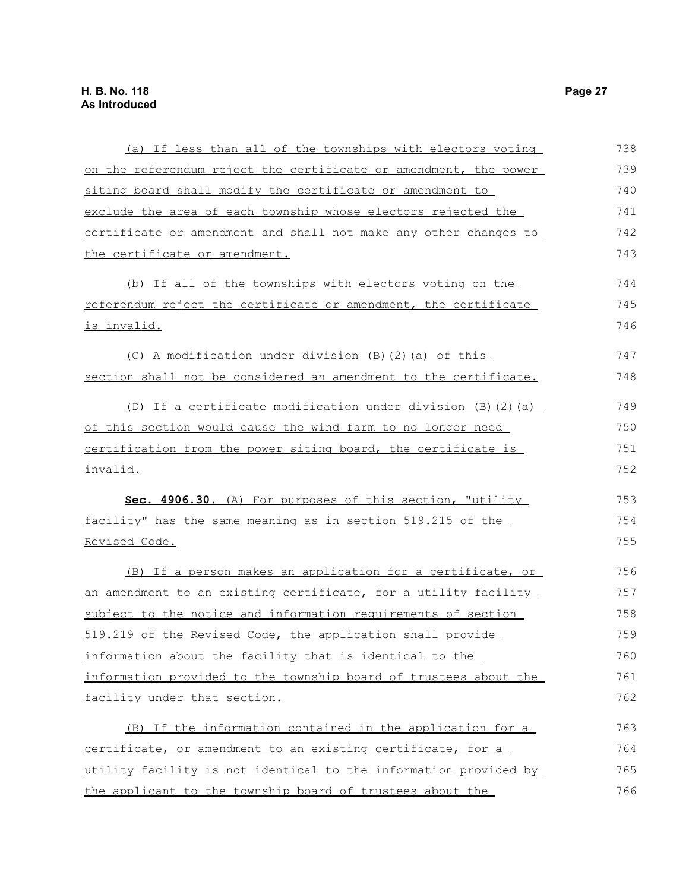(a) If less than all of the townships with electors voting on the referendum reject the certificate or amendment, the power siting board shall modify the certificate or amendment to exclude the area of each township whose electors rejected the certificate or amendment and shall not make any other changes to the certificate or amendment.

(b) If all of the townships with electors voting on the referendum reject the certificate or amendment, the certificate is invalid.

(C) A modification under division (B)(2)(a) of this section shall not be considered an amendment to the certificate.

(D) If a certificate modification under division (B)(2)(a) of this section would cause the wind farm to no longer need certification from the power siting board, the certificate is invalid.

**Sec. 4906.30.** (A) For purposes of this section, "utility facility" has the same meaning as in section 519.215 of the Revised Code.

(B) If a person makes an application for a certificate, or an amendment to an existing certificate, for a utility facility subject to the notice and information requirements of section 519.219 of the Revised Code, the application shall provide information about the facility that is identical to the information provided to the township board of trustees about the facility under that section.

(B) If the information contained in the application for a certificate, or amendment to an existing certificate, for a utility facility is not identical to the information provided by the applicant to the township board of trustees about the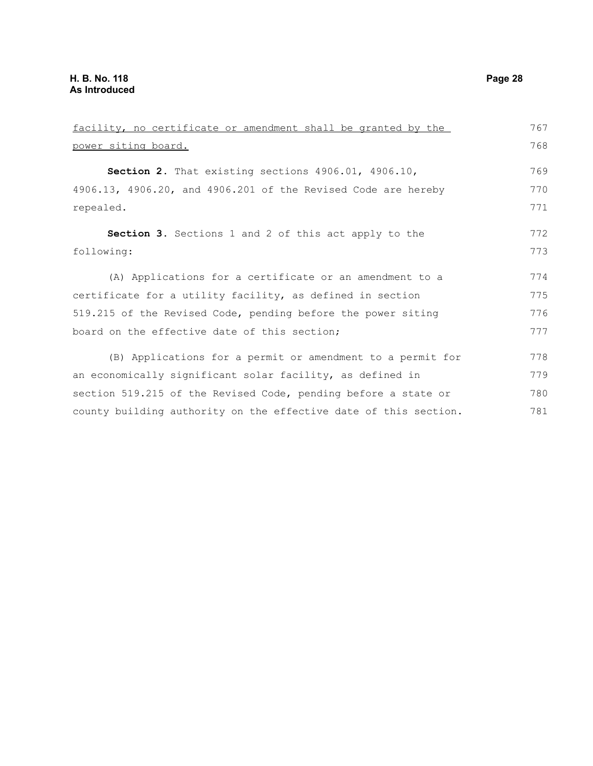facility, no certificate or amendment shall be granted by the power siting board.

**Section 2.** That existing sections 4906.01, 4906.10, 4906.13, 4906.20, and 4906.201 of the Revised Code are hereby repealed.

**Section 3.** Sections 1 and 2 of this act apply to the following:

(A) Applications for a certificate or an amendment to a certificate for a utility facility, as defined in section 519.215 of the Revised Code, pending before the power siting board on the effective date of this section;

(B) Applications for a permit or amendment to a permit for an economically significant solar facility, as defined in section 519.215 of the Revised Code, pending before a state or county building authority on the effective date of this section.